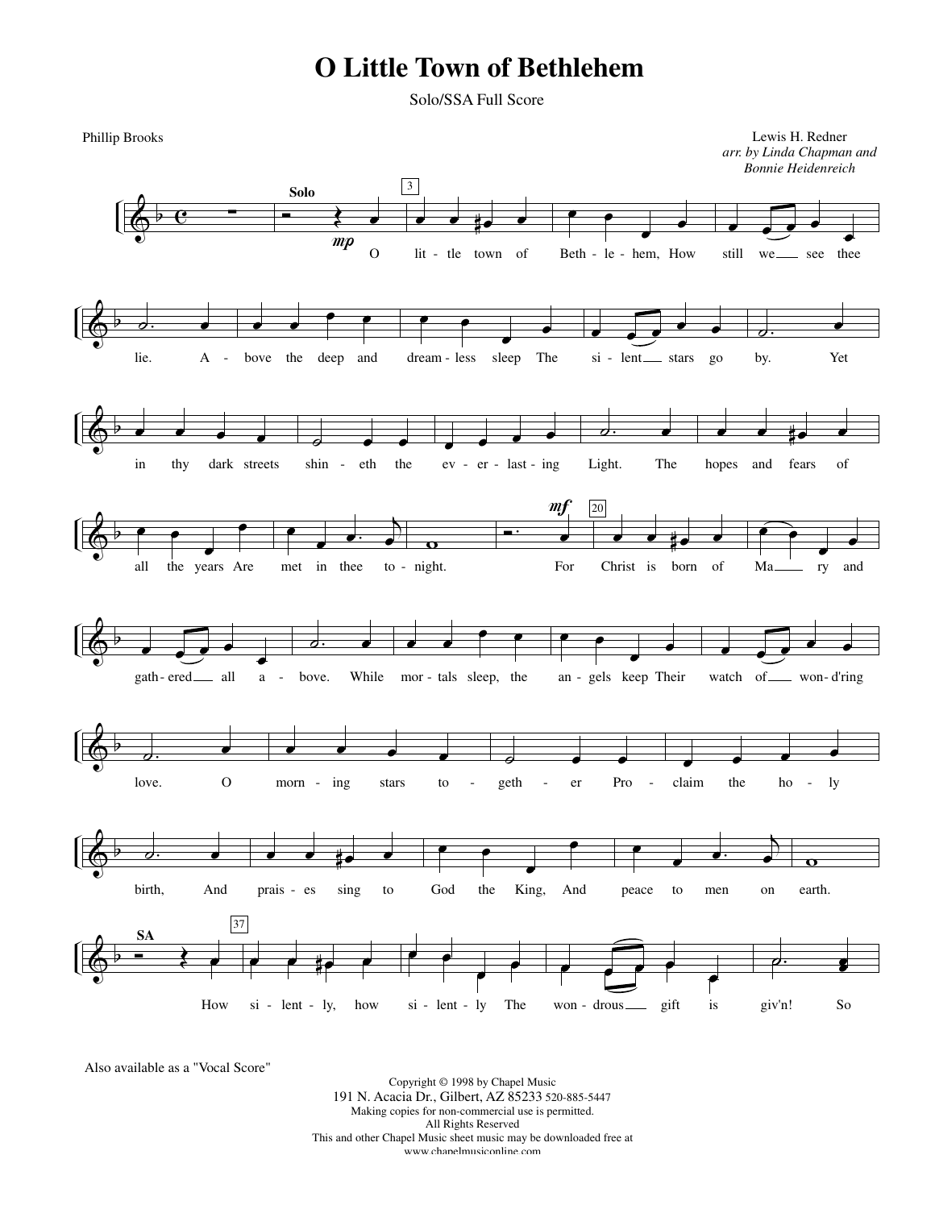# O Little Town of Bethlehem

Solo/SSA Full Score

Phillip Brooks

Lewis H. Redner
*arr. by Linda Chapman and Bonnie Heidenreich*

**Solo**

*mp*

O lit - tle town of Beth - le - hem, How still we see thee lie. A - bove the deep and dream - less sleep The si - lent stars go by. Yet in thy dark streets shin - eth the ev - er - last - ing Light. The hopes and fears of all the years Are met in thee to - night.

*mf*

For Christ is born of Ma - ry and gath - ered all a - bove. While mor - tals sleep, the an - gels keep Their watch of won - d'ring love. O morn - ing stars to - geth - er Pro - claim the ho - ly birth, And prais - es sing to God the King, And peace to men on earth.

**SA**

How si - lent - ly, how si - lent - ly The won - drous gift is giv'n! So

Also available as a "Vocal Score"

Copyright © 1998 by Chapel Music
191 N. Acacia Dr., Gilbert, AZ 85233 520-885-5447
Making copies for non-commercial use is permitted.
All Rights Reserved
This and other Chapel Music sheet music may be downloaded free at
www.chapelmusiconline.com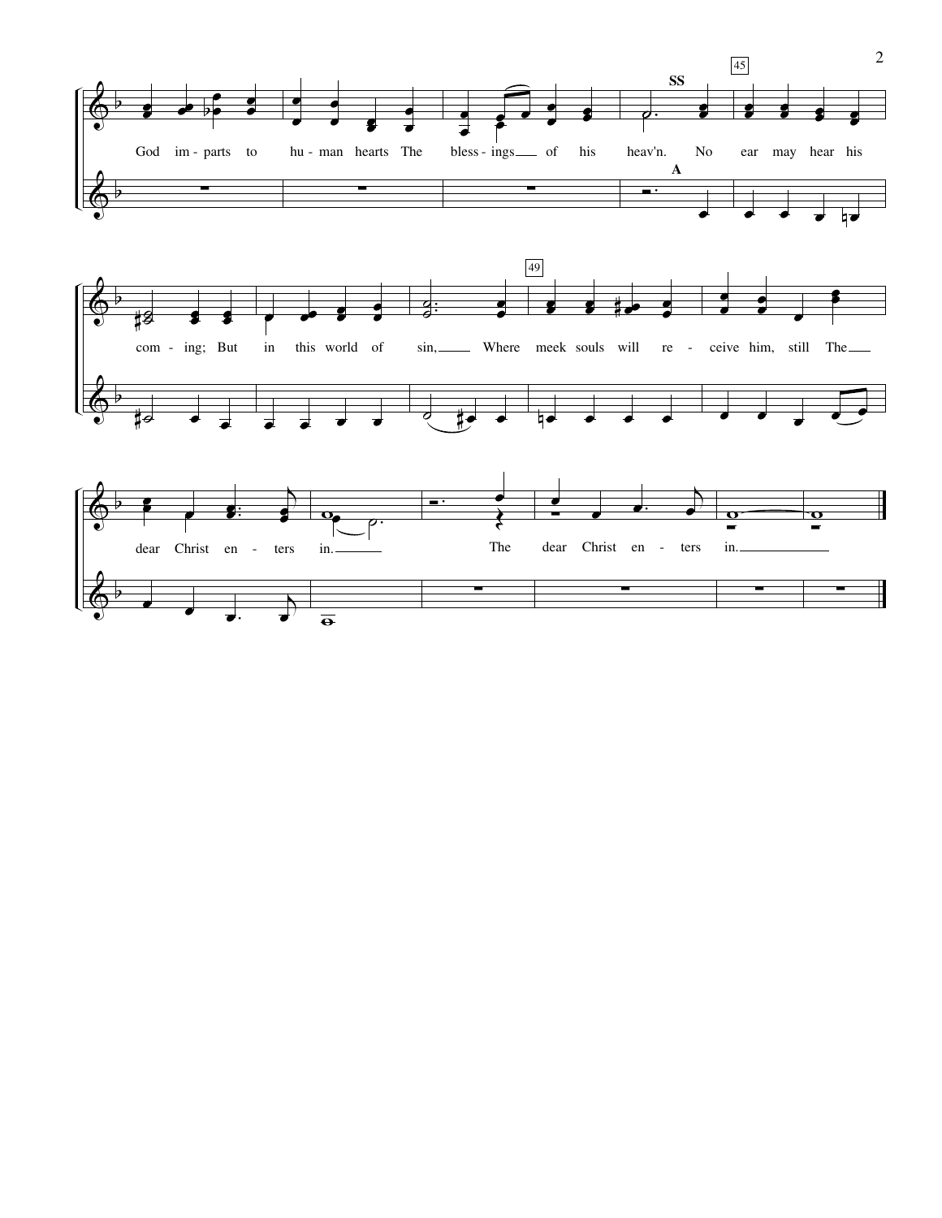SS

A

God im - parts to hu - man hearts The bless - ings of his heav'n. No ear may hear his com - ing; But in this world of sin, Where meek souls will re - ceive him, still The dear Christ en - ters in. The dear Christ en - ters in.